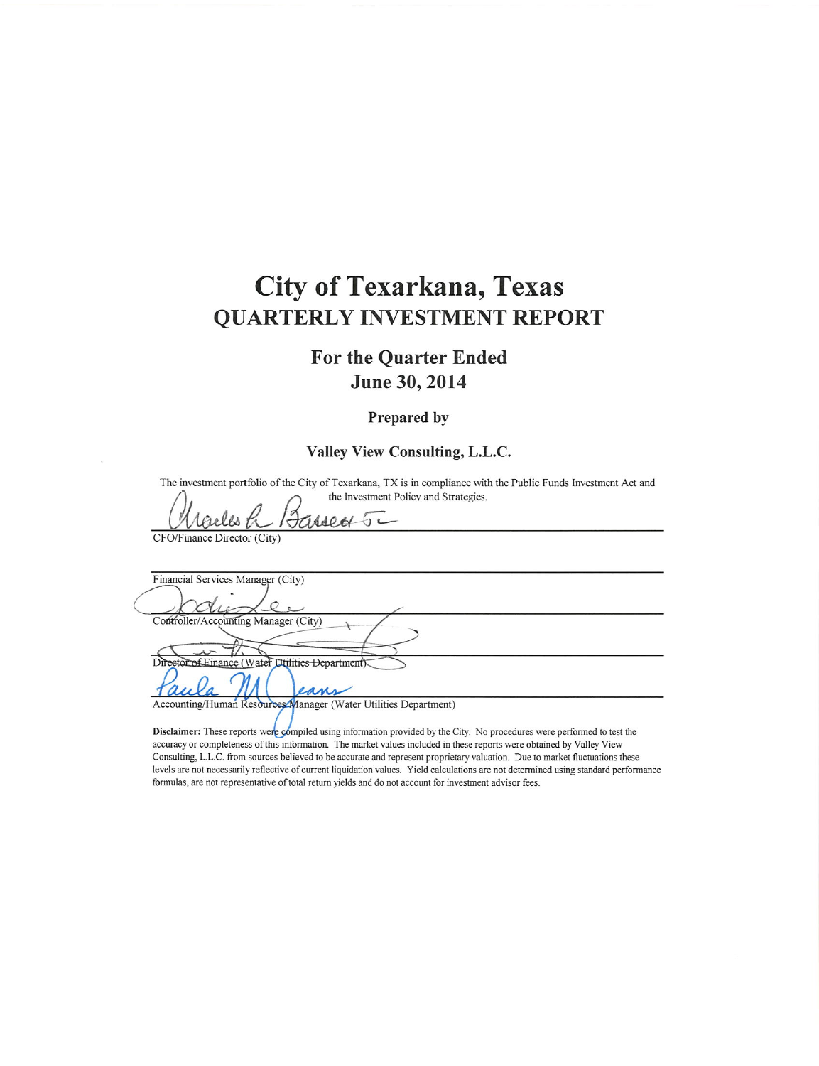# City of Texarkana, Texas

## QUARTERLY INVESTMENT REPORT

### For the Quarter Ended
### June 30, 2014

**Prepared by**

**Valley View Consulting, L.L.C.**

The investment portfolio of the City of Texarkana, TX is in compliance with the Public Funds Investment Act and the Investment Policy and Strategies.

CFO/Finance Director (City)

Financial Services Manager (City)

Controller/Accounting Manager (City)

Director of Finance (Water Utilities Department)

Accounting/Human Resources Manager (Water Utilities Department)

**Disclaimer:** These reports were compiled using information provided by the City. No procedures were performed to test the accuracy or completeness of this information. The market values included in these reports were obtained by Valley View Consulting, L.L.C. from sources believed to be accurate and represent proprietary valuation. Due to market fluctuations these levels are not necessarily reflective of current liquidation values. Yield calculations are not determined using standard performance formulas, are not representative of total return yields and do not account for investment advisor fees.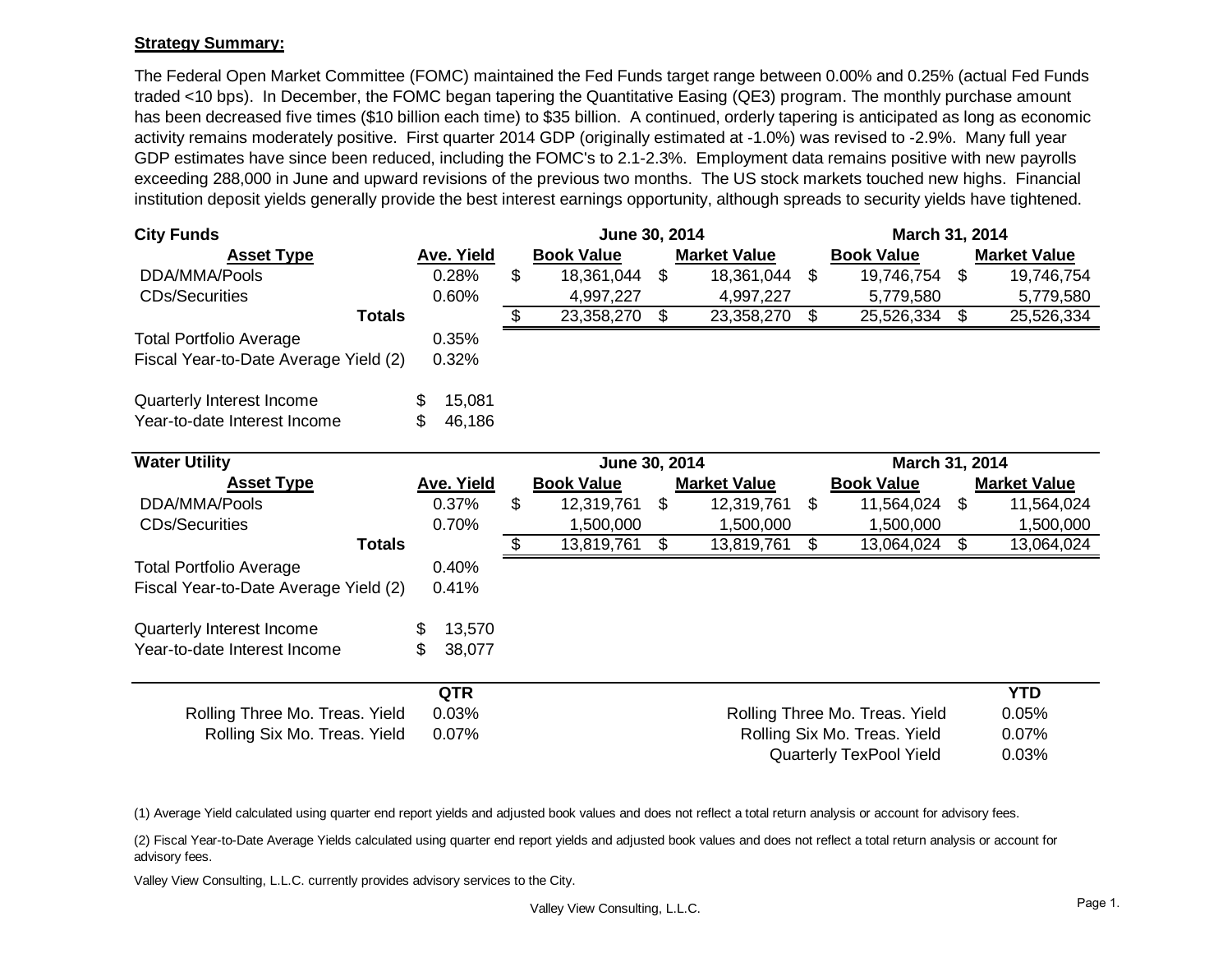**Strategy Summary:**

The Federal Open Market Committee (FOMC) maintained the Fed Funds target range between 0.00% and 0.25% (actual Fed Funds traded <10 bps). In December, the FOMC began tapering the Quantitative Easing (QE3) program. The monthly purchase amount has been decreased five times ($10 billion each time) to $35 billion. A continued, orderly tapering is anticipated as long as economic activity remains moderately positive. First quarter 2014 GDP (originally estimated at -1.0%) was revised to -2.9%. Many full year GDP estimates have since been reduced, including the FOMC's to 2.1-2.3%. Employment data remains positive with new payrolls exceeding 288,000 in June and upward revisions of the previous two months. The US stock markets touched new highs. Financial institution deposit yields generally provide the best interest earnings opportunity, although spreads to security yields have tightened.

| City Funds | | June 30, 2014 | | March 31, 2014 | |
|---|---|---|---|---|---|
| **Asset Type** | **Ave. Yield** | **Book Value** | **Market Value** | **Book Value** | **Market Value** |
| DDA/MMA/Pools | 0.28% | $ 18,361,044 | $ 18,361,044 | $ 19,746,754 | $ 19,746,754 |
| CDs/Securities | 0.60% | 4,997,227 | 4,997,227 | 5,779,580 | 5,779,580 |
| **Totals** | | $ 23,358,270 | $ 23,358,270 | $ 25,526,334 | $ 25,526,334 |
| Total Portfolio Average | 0.35% | | | | |
| Fiscal Year-to-Date Average Yield (2) | 0.32% | | | | |
| Quarterly Interest Income | $ 15,081 | | | | |
| Year-to-date Interest Income | $ 46,186 | | | | |

| Water Utility | | June 30, 2014 | | March 31, 2014 | |
|---|---|---|---|---|---|
| **Asset Type** | **Ave. Yield** | **Book Value** | **Market Value** | **Book Value** | **Market Value** |
| DDA/MMA/Pools | 0.37% | $ 12,319,761 | $ 12,319,761 | $ 11,564,024 | $ 11,564,024 |
| CDs/Securities | 0.70% | 1,500,000 | 1,500,000 | 1,500,000 | 1,500,000 |
| **Totals** | | $ 13,819,761 | $ 13,819,761 | $ 13,064,024 | $ 13,064,024 |
| Total Portfolio Average | 0.40% | | | | |
| Fiscal Year-to-Date Average Yield (2) | 0.41% | | | | |
| Quarterly Interest Income | $ 13,570 | | | | |
| Year-to-date Interest Income | $ 38,077 | | | | |

| | **QTR** | | **YTD** |
|---|---|---|---|
| Rolling Three Mo. Treas. Yield | 0.03% | Rolling Three Mo. Treas. Yield | 0.05% |
| Rolling Six Mo. Treas. Yield | 0.07% | Rolling Six Mo. Treas. Yield | 0.07% |
| | | Quarterly TexPool Yield | 0.03% |

(1) Average Yield calculated using quarter end report yields and adjusted book values and does not reflect a total return analysis or account for advisory fees.

(2) Fiscal Year-to-Date Average Yields calculated using quarter end report yields and adjusted book values and does not reflect a total return analysis or account for advisory fees.

Valley View Consulting, L.L.C. currently provides advisory services to the City.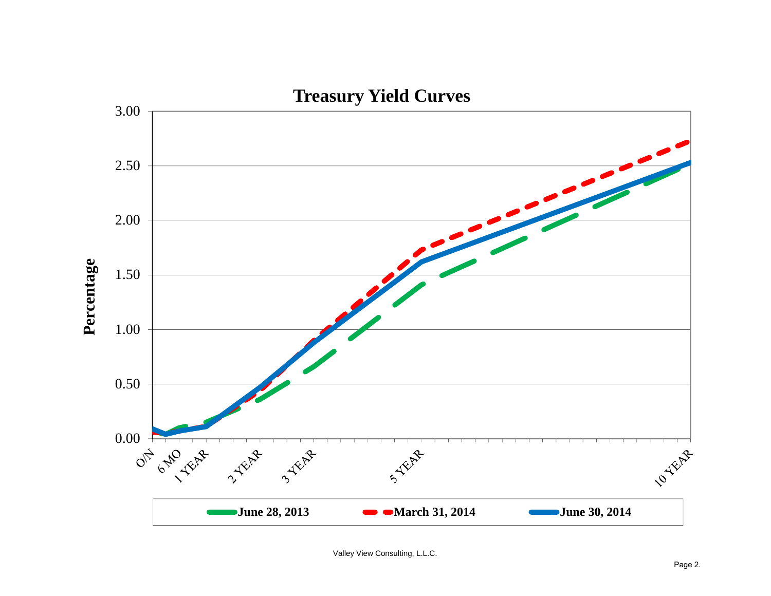# Treasury Yield Curves

Percentage

3.00
2.50
2.00
1.50
1.00
0.50
0.00

O/N | 6 MO | 1 YEAR | 2 YEAR | 3 YEAR | 5 YEAR | 10 YEAR

June 28, 2013 | March 31, 2014 | June 30, 2014

Valley View Consulting, L.L.C.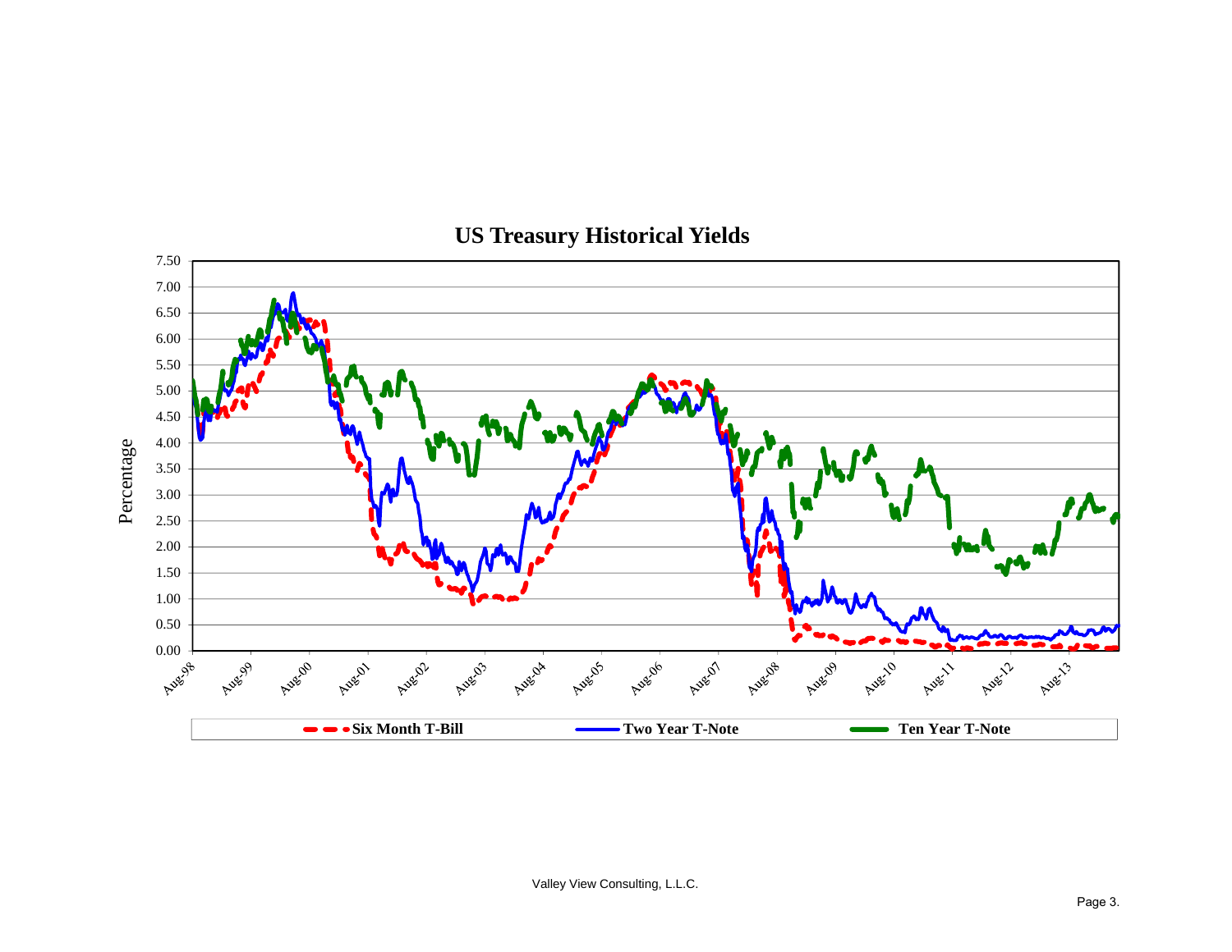## US Treasury Historical Yields

Percentage

7.50
7.00
6.50
6.00
5.50
5.00
4.50
4.00
3.50
3.00
2.50
2.00
1.50
1.00
0.50
0.00

Aug-98 Aug-99 Aug-00 Aug-01 Aug-02 Aug-03 Aug-04 Aug-05 Aug-06 Aug-07 Aug-08 Aug-09 Aug-10 Aug-11 Aug-12 Aug-13

**Six Month T-Bill** **Two Year T-Note** **Ten Year T-Note**

Valley View Consulting, L.L.C.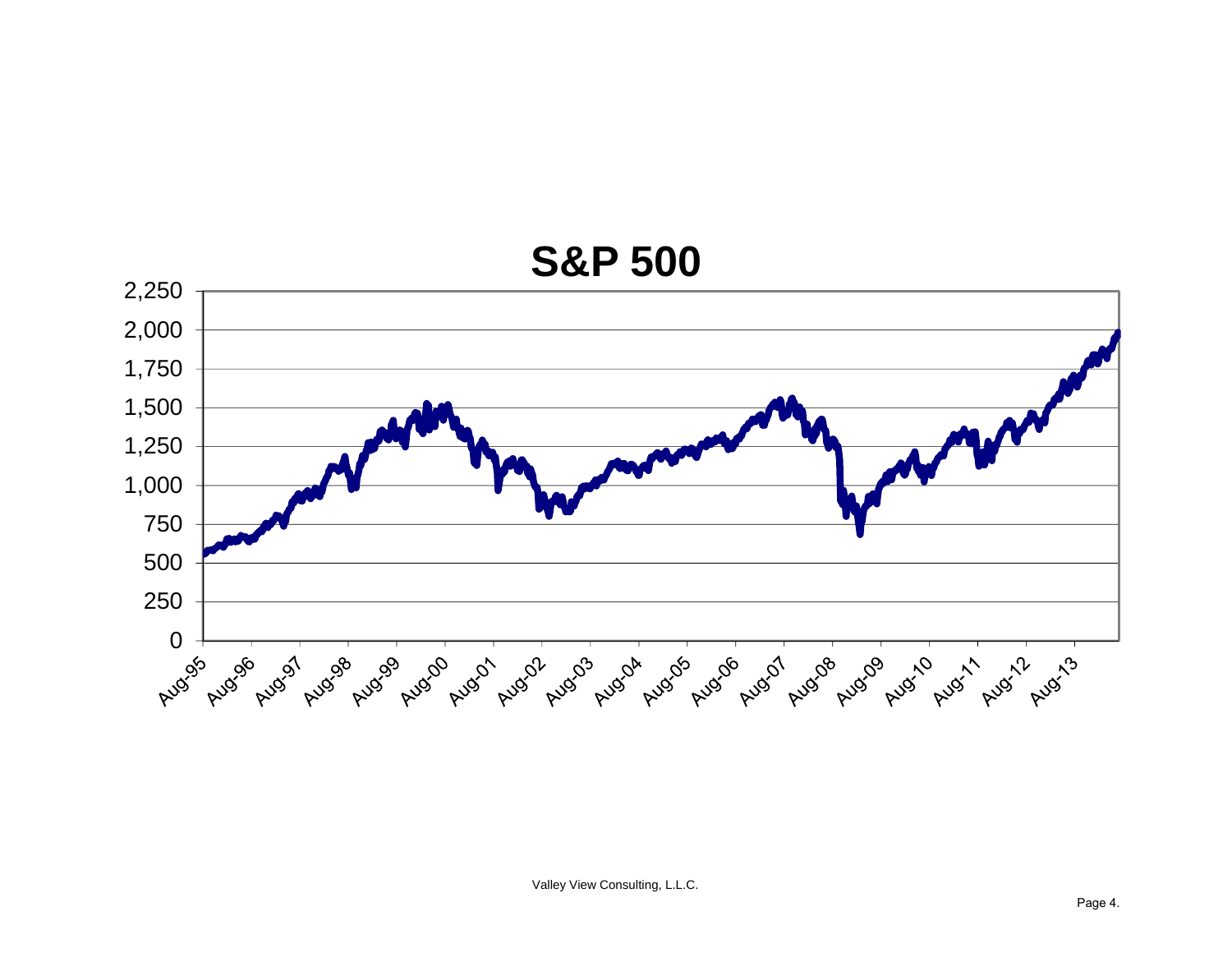# S&P 500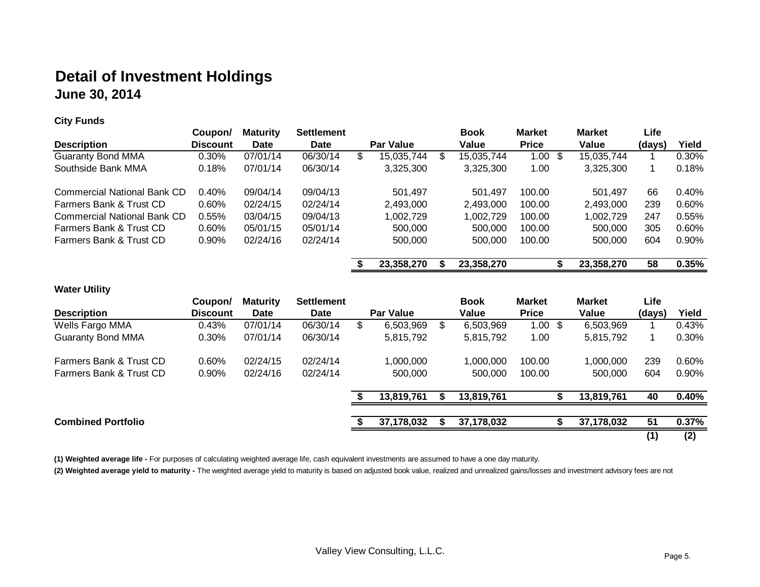# Detail of Investment Holdings

## June 30, 2014

**City Funds**

| Description | Coupon/ Discount | Maturity Date | Settlement Date | Par Value | Book Value | Market Price | Market Value | Life (days) | Yield |
|---|---|---|---|---|---|---|---|---|---|
| Guaranty Bond MMA | 0.30% | 07/01/14 | 06/30/14 | $ 15,035,744 | $ 15,035,744 | 1.00 | $ 15,035,744 | 1 | 0.30% |
| Southside Bank MMA | 0.18% | 07/01/14 | 06/30/14 | 3,325,300 | 3,325,300 | 1.00 | 3,325,300 | 1 | 0.18% |
| Commercial National Bank CD | 0.40% | 09/04/14 | 09/04/13 | 501,497 | 501,497 | 100.00 | 501,497 | 66 | 0.40% |
| Farmers Bank & Trust CD | 0.60% | 02/24/15 | 02/24/14 | 2,493,000 | 2,493,000 | 100.00 | 2,493,000 | 239 | 0.60% |
| Commercial National Bank CD | 0.55% | 03/04/15 | 09/04/13 | 1,002,729 | 1,002,729 | 100.00 | 1,002,729 | 247 | 0.55% |
| Farmers Bank & Trust CD | 0.60% | 05/01/15 | 05/01/14 | 500,000 | 500,000 | 100.00 | 500,000 | 305 | 0.60% |
| Farmers Bank & Trust CD | 0.90% | 02/24/16 | 02/24/14 | 500,000 | 500,000 | 100.00 | 500,000 | 604 | 0.90% |
| | | | | **$ 23,358,270** | **$ 23,358,270** | | **$ 23,358,270** | **58** | **0.35%** |

**Water Utility**

| Description | Coupon/ Discount | Maturity Date | Settlement Date | Par Value | Book Value | Market Price | Market Value | Life (days) | Yield |
|---|---|---|---|---|---|---|---|---|---|
| Wells Fargo MMA | 0.43% | 07/01/14 | 06/30/14 | $ 6,503,969 | $ 6,503,969 | 1.00 | $ 6,503,969 | 1 | 0.43% |
| Guaranty Bond MMA | 0.30% | 07/01/14 | 06/30/14 | 5,815,792 | 5,815,792 | 1.00 | 5,815,792 | 1 | 0.30% |
| Farmers Bank & Trust CD | 0.60% | 02/24/15 | 02/24/14 | 1,000,000 | 1,000,000 | 100.00 | 1,000,000 | 239 | 0.60% |
| Farmers Bank & Trust CD | 0.90% | 02/24/16 | 02/24/14 | 500,000 | 500,000 | 100.00 | 500,000 | 604 | 0.90% |
| | | | | **$ 13,819,761** | **$ 13,819,761** | | **$ 13,819,761** | **40** | **0.40%** |
| **Combined Portfolio** | | | | **$ 37,178,032** | **$ 37,178,032** | | **$ 37,178,032** | **51** | **0.37%** |
| | | | | | | | | **(1)** | **(2)** |

**(1) Weighted average life -** For purposes of calculating weighted average life, cash equivalent investments are assumed to have a one day maturity.

**(2) Weighted average yield to maturity -** The weighted average yield to maturity is based on adjusted book value, realized and unrealized gains/losses and investment advisory fees are not

Valley View Consulting, L.L.C.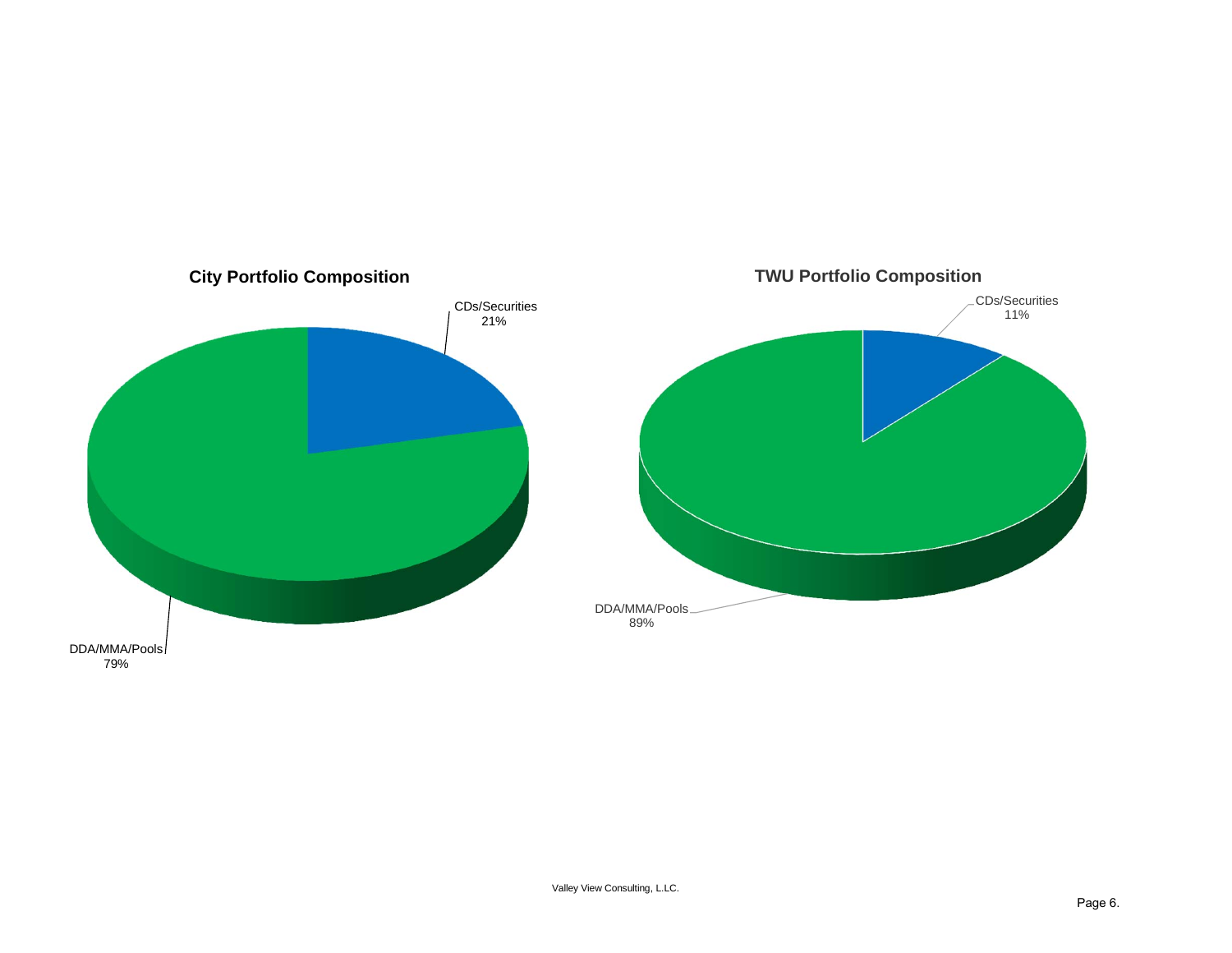**City Portfolio Composition**

CDs/Securities 21%

DDA/MMA/Pools 79%

**TWU Portfolio Composition**

CDs/Securities 11%

DDA/MMA/Pools 89%

Valley View Consulting, L.LC.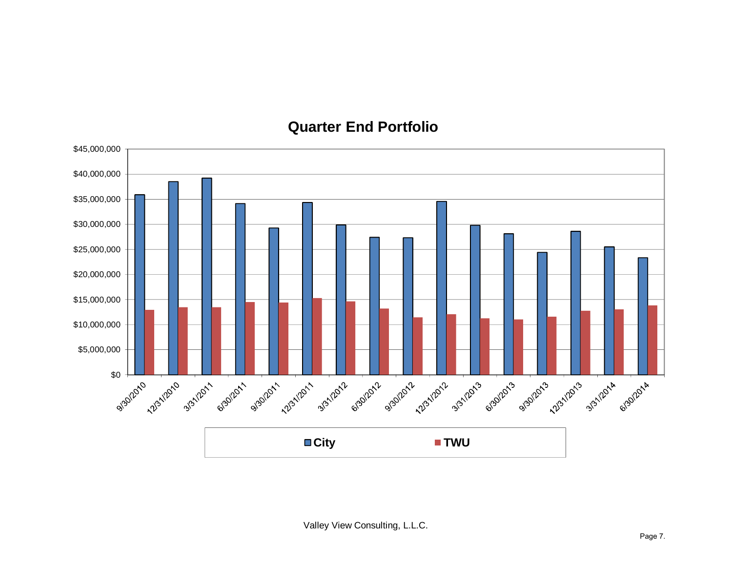## Quarter End Portfolio

| Quarter End | City | TWU |
|---|---|---|
| 9/30/2010 | | |
| 12/31/2010 | | |
| 3/31/2011 | | |
| 6/30/2011 | | |
| 9/30/2011 | | |
| 12/31/2011 | | |
| 3/31/2012 | | |
| 6/30/2012 | | |
| 9/30/2012 | | |
| 12/31/2012 | | |
| 3/31/2013 | | |
| 6/30/2013 | | |
| 9/30/2013 | | |
| 12/31/2013 | | |
| 3/31/2014 | | |
| 6/30/2014 | | |

Y-axis: $0 – $45,000,000 (increments of $5,000,000)

Legend: City, TWU

Valley View Consulting, L.L.C.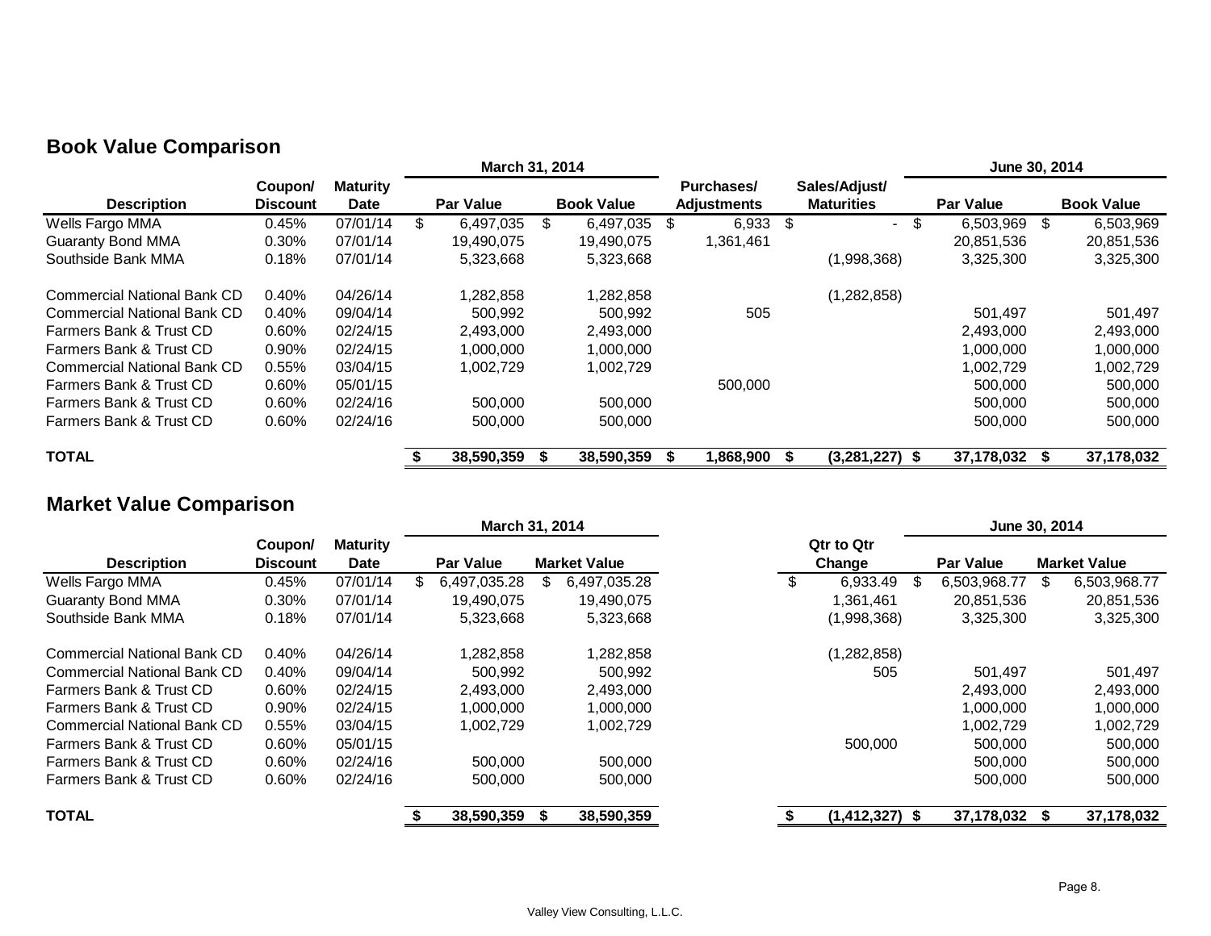## Book Value Comparison

| Description | Coupon/ Discount | Maturity Date | March 31, 2014 Par Value | March 31, 2014 Book Value | Purchases/ Adjustments | Sales/Adjust/ Maturities | June 30, 2014 Par Value | June 30, 2014 Book Value |
|---|---|---|---|---|---|---|---|---|
| Wells Fargo MMA | 0.45% | 07/01/14 | $ 6,497,035 | $ 6,497,035 | $ 6,933 | $ - | $ 6,503,969 | $ 6,503,969 |
| Guaranty Bond MMA | 0.30% | 07/01/14 | 19,490,075 | 19,490,075 | 1,361,461 | | 20,851,536 | 20,851,536 |
| Southside Bank MMA | 0.18% | 07/01/14 | 5,323,668 | 5,323,668 | | (1,998,368) | 3,325,300 | 3,325,300 |
| Commercial National Bank CD | 0.40% | 04/26/14 | 1,282,858 | 1,282,858 | | (1,282,858) | | |
| Commercial National Bank CD | 0.40% | 09/04/14 | 500,992 | 500,992 | 505 | | 501,497 | 501,497 |
| Farmers Bank & Trust CD | 0.60% | 02/24/15 | 2,493,000 | 2,493,000 | | | 2,493,000 | 2,493,000 |
| Farmers Bank & Trust CD | 0.90% | 02/24/15 | 1,000,000 | 1,000,000 | | | 1,000,000 | 1,000,000 |
| Commercial National Bank CD | 0.55% | 03/04/15 | 1,002,729 | 1,002,729 | | | 1,002,729 | 1,002,729 |
| Farmers Bank & Trust CD | 0.60% | 05/01/15 | | | 500,000 | | 500,000 | 500,000 |
| Farmers Bank & Trust CD | 0.60% | 02/24/16 | 500,000 | 500,000 | | | 500,000 | 500,000 |
| Farmers Bank & Trust CD | 0.60% | 02/24/16 | 500,000 | 500,000 | | | 500,000 | 500,000 |
| **TOTAL** | | | **$ 38,590,359** | **$ 38,590,359** | **$ 1,868,900** | **$ (3,281,227)** | **$ 37,178,032** | **$ 37,178,032** |

## Market Value Comparison

| Description | Coupon/ Discount | Maturity Date | March 31, 2014 Par Value | March 31, 2014 Market Value | Qtr to Qtr Change | June 30, 2014 Par Value | June 30, 2014 Market Value |
|---|---|---|---|---|---|---|---|
| Wells Fargo MMA | 0.45% | 07/01/14 | $ 6,497,035.28 | $ 6,497,035.28 | $ 6,933.49 | $ 6,503,968.77 | $ 6,503,968.77 |
| Guaranty Bond MMA | 0.30% | 07/01/14 | 19,490,075 | 19,490,075 | 1,361,461 | 20,851,536 | 20,851,536 |
| Southside Bank MMA | 0.18% | 07/01/14 | 5,323,668 | 5,323,668 | (1,998,368) | 3,325,300 | 3,325,300 |
| Commercial National Bank CD | 0.40% | 04/26/14 | 1,282,858 | 1,282,858 | (1,282,858) | | |
| Commercial National Bank CD | 0.40% | 09/04/14 | 500,992 | 500,992 | 505 | 501,497 | 501,497 |
| Farmers Bank & Trust CD | 0.60% | 02/24/15 | 2,493,000 | 2,493,000 | | 2,493,000 | 2,493,000 |
| Farmers Bank & Trust CD | 0.90% | 02/24/15 | 1,000,000 | 1,000,000 | | 1,000,000 | 1,000,000 |
| Commercial National Bank CD | 0.55% | 03/04/15 | 1,002,729 | 1,002,729 | | 1,002,729 | 1,002,729 |
| Farmers Bank & Trust CD | 0.60% | 05/01/15 | | | 500,000 | 500,000 | 500,000 |
| Farmers Bank & Trust CD | 0.60% | 02/24/16 | 500,000 | 500,000 | | 500,000 | 500,000 |
| Farmers Bank & Trust CD | 0.60% | 02/24/16 | 500,000 | 500,000 | | 500,000 | 500,000 |
| **TOTAL** | | | **$ 38,590,359** | **$ 38,590,359** | **$ (1,412,327)** | **$ 37,178,032** | **$ 37,178,032** |

Valley View Consulting, L.L.C.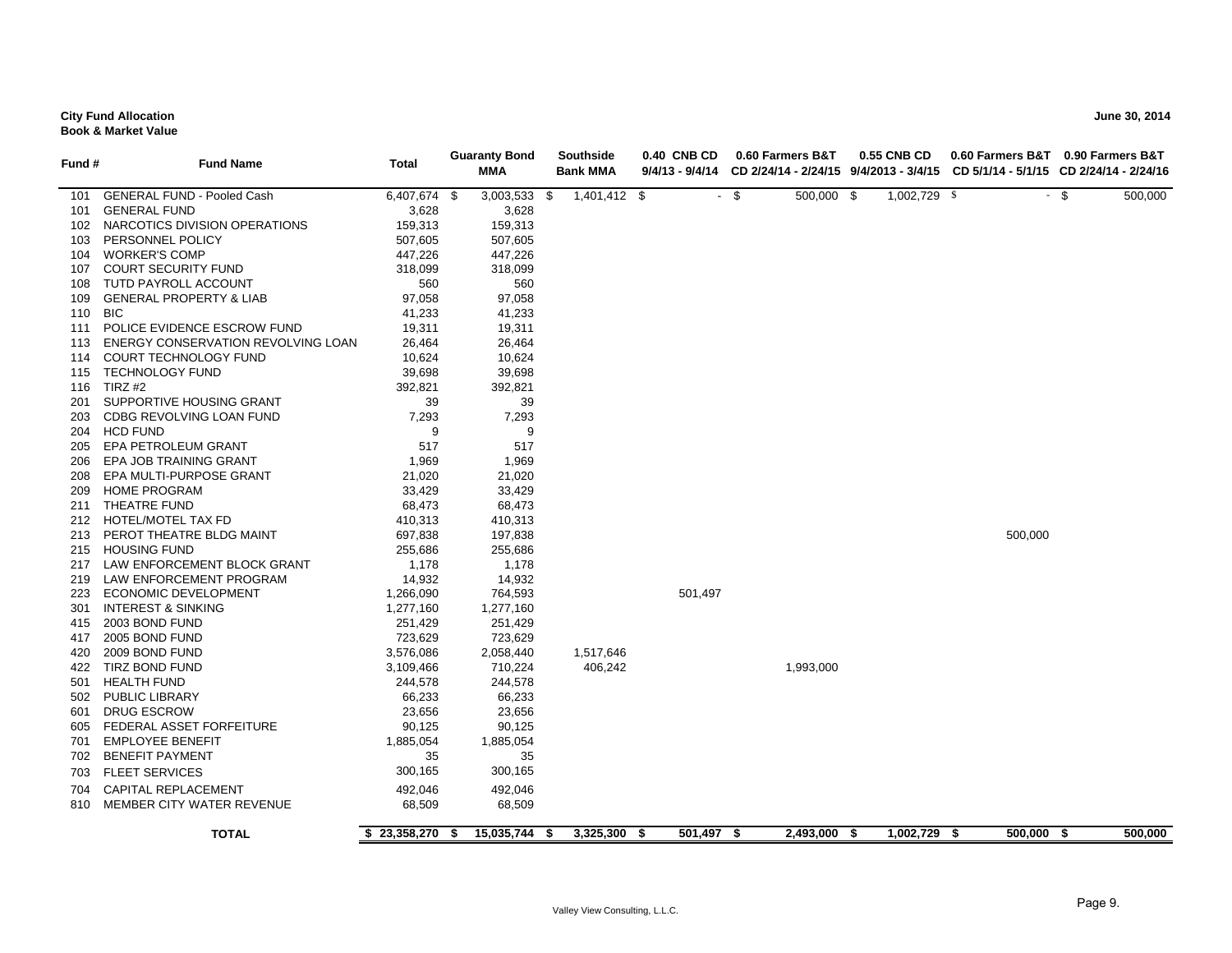**City Fund Allocation**
**Book & Market Value**

**June 30, 2014**

| Fund # | Fund Name | Total | Guaranty Bond MMA | Southside Bank MMA | 0.40 CNB CD 9/4/13 - 9/4/14 | 0.60 Farmers B&T CD 2/24/14 - 2/24/15 | 0.55 CNB CD 9/4/2013 - 3/4/15 | 0.60 Farmers B&T CD 5/1/14 - 5/1/15 | 0.90 Farmers B&T CD 2/24/14 - 2/24/16 |
|---|---|---|---|---|---|---|---|---|---|
| 101 | GENERAL FUND - Pooled Cash | 6,407,674 | $ 3,003,533 | $ 1,401,412 | $ - | $ 500,000 | $ 1,002,729 | $ - | $ 500,000 |
| 101 | GENERAL FUND | 3,628 | 3,628 | | | | | | |
| 102 | NARCOTICS DIVISION OPERATIONS | 159,313 | 159,313 | | | | | | |
| 103 | PERSONNEL POLICY | 507,605 | 507,605 | | | | | | |
| 104 | WORKER'S COMP | 447,226 | 447,226 | | | | | | |
| 107 | COURT SECURITY FUND | 318,099 | 318,099 | | | | | | |
| 108 | TUTD PAYROLL ACCOUNT | 560 | 560 | | | | | | |
| 109 | GENERAL PROPERTY & LIAB | 97,058 | 97,058 | | | | | | |
| 110 | BIC | 41,233 | 41,233 | | | | | | |
| 111 | POLICE EVIDENCE ESCROW FUND | 19,311 | 19,311 | | | | | | |
| 113 | ENERGY CONSERVATION REVOLVING LOAN | 26,464 | 26,464 | | | | | | |
| 114 | COURT TECHNOLOGY FUND | 10,624 | 10,624 | | | | | | |
| 115 | TECHNOLOGY FUND | 39,698 | 39,698 | | | | | | |
| 116 | TIRZ #2 | 392,821 | 392,821 | | | | | | |
| 201 | SUPPORTIVE HOUSING GRANT | 39 | 39 | | | | | | |
| 203 | CDBG REVOLVING LOAN FUND | 7,293 | 7,293 | | | | | | |
| 204 | HCD FUND | 9 | 9 | | | | | | |
| 205 | EPA PETROLEUM GRANT | 517 | 517 | | | | | | |
| 206 | EPA JOB TRAINING GRANT | 1,969 | 1,969 | | | | | | |
| 208 | EPA MULTI-PURPOSE GRANT | 21,020 | 21,020 | | | | | | |
| 209 | HOME PROGRAM | 33,429 | 33,429 | | | | | | |
| 211 | THEATRE FUND | 68,473 | 68,473 | | | | | | |
| 212 | HOTEL/MOTEL TAX FD | 410,313 | 410,313 | | | | | | |
| 213 | PEROT THEATRE BLDG MAINT | 697,838 | 197,838 | | | | | 500,000 | |
| 215 | HOUSING FUND | 255,686 | 255,686 | | | | | | |
| 217 | LAW ENFORCEMENT BLOCK GRANT | 1,178 | 1,178 | | | | | | |
| 219 | LAW ENFORCEMENT PROGRAM | 14,932 | 14,932 | | | | | | |
| 223 | ECONOMIC DEVELOPMENT | 1,266,090 | 764,593 | | 501,497 | | | | |
| 301 | INTEREST & SINKING | 1,277,160 | 1,277,160 | | | | | | |
| 415 | 2003 BOND FUND | 251,429 | 251,429 | | | | | | |
| 417 | 2005 BOND FUND | 723,629 | 723,629 | | | | | | |
| 420 | 2009 BOND FUND | 3,576,086 | 2,058,440 | 1,517,646 | | | | | |
| 422 | TIRZ BOND FUND | 3,109,466 | 710,224 | 406,242 | | 1,993,000 | | | |
| 501 | HEALTH FUND | 244,578 | 244,578 | | | | | | |
| 502 | PUBLIC LIBRARY | 66,233 | 66,233 | | | | | | |
| 601 | DRUG ESCROW | 23,656 | 23,656 | | | | | | |
| 605 | FEDERAL ASSET FORFEITURE | 90,125 | 90,125 | | | | | | |
| 701 | EMPLOYEE BENEFIT | 1,885,054 | 1,885,054 | | | | | | |
| 702 | BENEFIT PAYMENT | 35 | 35 | | | | | | |
| 703 | FLEET SERVICES | 300,165 | 300,165 | | | | | | |
| 704 | CAPITAL REPLACEMENT | 492,046 | 492,046 | | | | | | |
| 810 | MEMBER CITY WATER REVENUE | 68,509 | 68,509 | | | | | | |
| | **TOTAL** | **$ 23,358,270** | **$ 15,035,744** | **$ 3,325,300** | **$ 501,497** | **$ 2,493,000** | **$ 1,002,729** | **$ 500,000** | **$ 500,000** |

Valley View Consulting, L.L.C.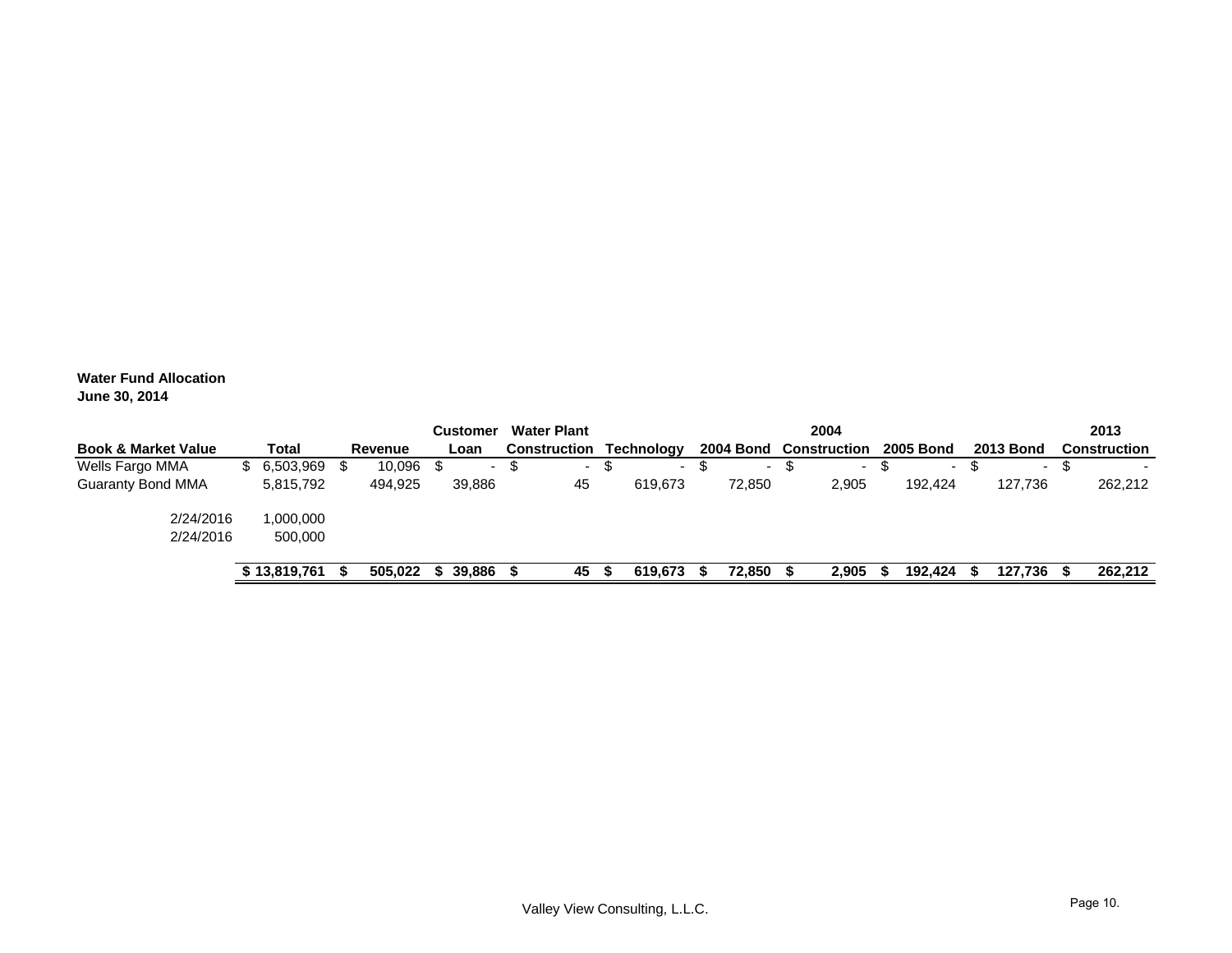**Water Fund Allocation**
**June 30, 2014**

| Book & Market Value | Total | Revenue | Customer Loan | Water Plant Construction | Technology | 2004 Bond | 2004 Construction | 2005 Bond | 2013 Bond | 2013 Construction |
|---|---|---|---|---|---|---|---|---|---|---|
| Wells Fargo MMA | $ 6,503,969 | $ 10,096 | $ - | $ - | $ - | $ - | $ - | $ - | $ - | $ - |
| Guaranty Bond MMA | 5,815,792 | 494,925 | 39,886 | 45 | 619,673 | 72,850 | 2,905 | 192,424 | 127,736 | 262,212 |
| 2/24/2016 | 1,000,000 | | | | | | | | | |
| 2/24/2016 | 500,000 | | | | | | | | | |
| | **$ 13,819,761** | **$ 505,022** | **$ 39,886** | **$ 45** | **$ 619,673** | **$ 72,850** | **$ 2,905** | **$ 192,424** | **$ 127,736** | **$ 262,212** |

Valley View Consulting, L.L.C.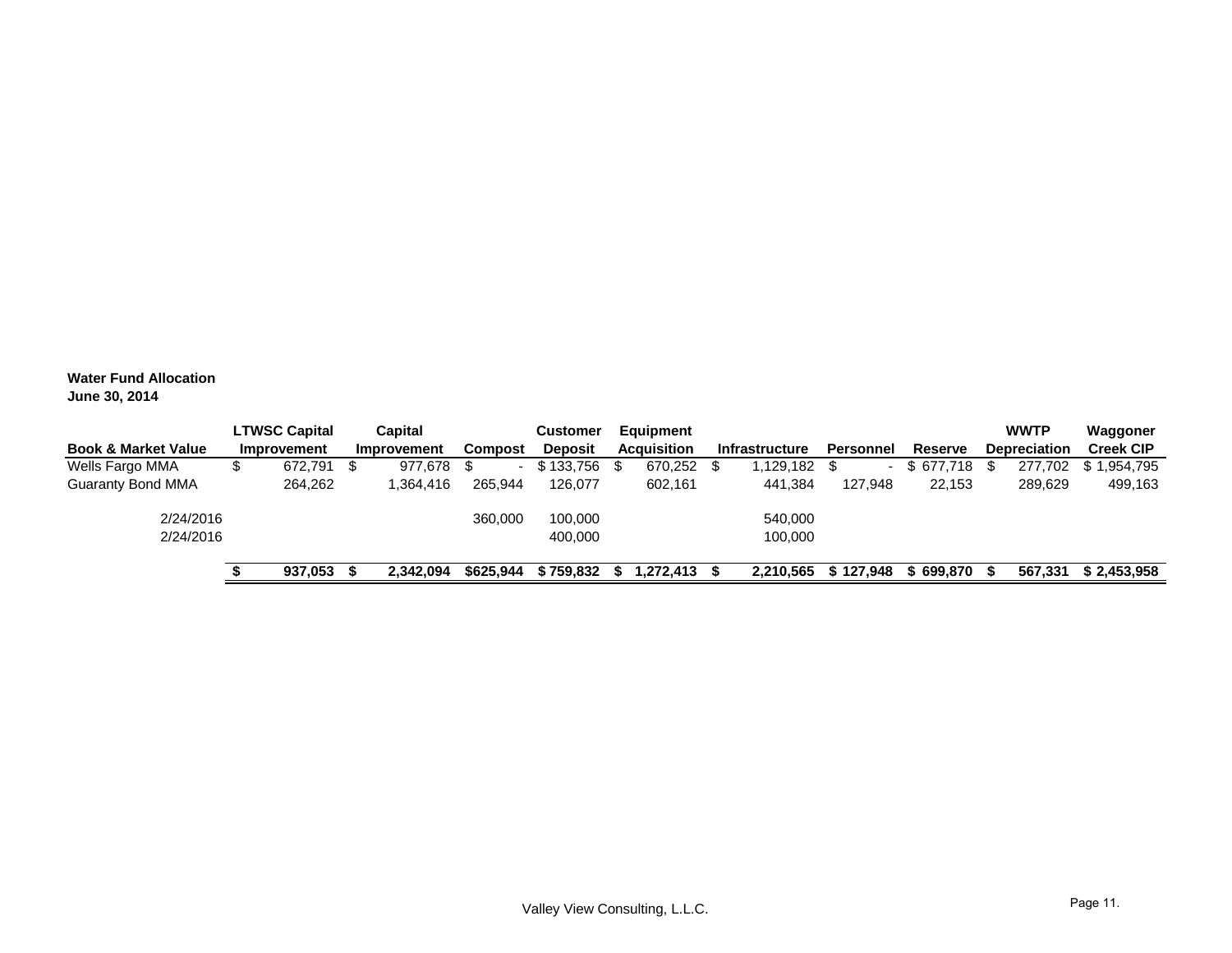**Water Fund Allocation**
**June 30, 2014**

| Book & Market Value | LTWSC Capital Improvement | Capital Improvement | Compost | Customer Deposit | Equipment Acquisition | Infrastructure | Personnel | Reserve | WWTP Depreciation | Waggoner Creek CIP |
|---|---|---|---|---|---|---|---|---|---|---|
| Wells Fargo MMA | $ 672,791 | $ 977,678 | $ - | $ 133,756 | $ 670,252 | $ 1,129,182 | $ - | $ 677,718 | $ 277,702 | $ 1,954,795 |
| Guaranty Bond MMA | 264,262 | 1,364,416 | 265,944 | 126,077 | 602,161 | 441,384 | 127,948 | 22,153 | 289,629 | 499,163 |
| 2/24/2016 | | | 360,000 | 100,000 | | 540,000 | | | | |
| 2/24/2016 | | | | 400,000 | | 100,000 | | | | |
| | **$ 937,053** | **$ 2,342,094** | **$625,944** | **$ 759,832** | **$ 1,272,413** | **$ 2,210,565** | **$ 127,948** | **$ 699,870** | **$ 567,331** | **$ 2,453,958** |

Valley View Consulting, L.L.C.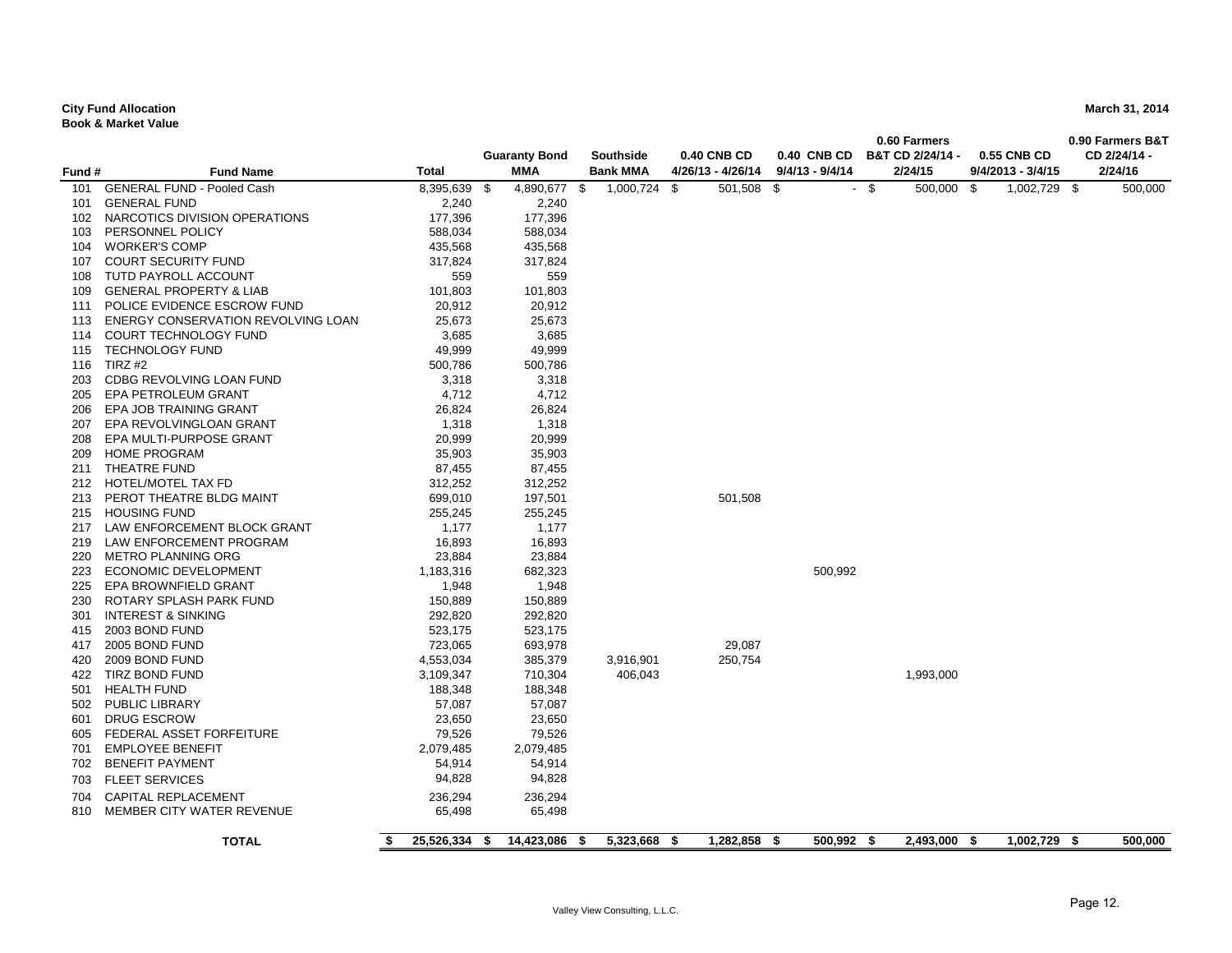**City Fund Allocation**
**Book & Market Value**

March 31, 2014

| Fund # | Fund Name | Total | Guaranty Bond MMA | Southside Bank MMA | 0.40 CNB CD 4/26/13 - 4/26/14 | 0.40 CNB CD 9/4/13 - 9/4/14 | 0.60 Farmers B&T CD 2/24/14 - 2/24/15 | 0.55 CNB CD 9/4/2013 - 3/4/15 | 0.90 Farmers B&T CD 2/24/14 - 2/24/16 |
|---|---|---|---|---|---|---|---|---|---|
| 101 | GENERAL FUND - Pooled Cash | 8,395,639 | $ 4,890,677 | $ 1,000,724 | $ 501,508 | $ - | $ 500,000 | $ 1,002,729 | $ 500,000 |
| 101 | GENERAL FUND | 2,240 | 2,240 | | | | | | |
| 102 | NARCOTICS DIVISION OPERATIONS | 177,396 | 177,396 | | | | | | |
| 103 | PERSONNEL POLICY | 588,034 | 588,034 | | | | | | |
| 104 | WORKER'S COMP | 435,568 | 435,568 | | | | | | |
| 107 | COURT SECURITY FUND | 317,824 | 317,824 | | | | | | |
| 108 | TUTD PAYROLL ACCOUNT | 559 | 559 | | | | | | |
| 109 | GENERAL PROPERTY & LIAB | 101,803 | 101,803 | | | | | | |
| 111 | POLICE EVIDENCE ESCROW FUND | 20,912 | 20,912 | | | | | | |
| 113 | ENERGY CONSERVATION REVOLVING LOAN | 25,673 | 25,673 | | | | | | |
| 114 | COURT TECHNOLOGY FUND | 3,685 | 3,685 | | | | | | |
| 115 | TECHNOLOGY FUND | 49,999 | 49,999 | | | | | | |
| 116 | TIRZ #2 | 500,786 | 500,786 | | | | | | |
| 203 | CDBG REVOLVING LOAN FUND | 3,318 | 3,318 | | | | | | |
| 205 | EPA PETROLEUM GRANT | 4,712 | 4,712 | | | | | | |
| 206 | EPA JOB TRAINING GRANT | 26,824 | 26,824 | | | | | | |
| 207 | EPA REVOLVINGLOAN GRANT | 1,318 | 1,318 | | | | | | |
| 208 | EPA MULTI-PURPOSE GRANT | 20,999 | 20,999 | | | | | | |
| 209 | HOME PROGRAM | 35,903 | 35,903 | | | | | | |
| 211 | THEATRE FUND | 87,455 | 87,455 | | | | | | |
| 212 | HOTEL/MOTEL TAX FD | 312,252 | 312,252 | | | | | | |
| 213 | PEROT THEATRE BLDG MAINT | 699,010 | 197,501 | | 501,508 | | | | |
| 215 | HOUSING FUND | 255,245 | 255,245 | | | | | | |
| 217 | LAW ENFORCEMENT BLOCK GRANT | 1,177 | 1,177 | | | | | | |
| 219 | LAW ENFORCEMENT PROGRAM | 16,893 | 16,893 | | | | | | |
| 220 | METRO PLANNING ORG | 23,884 | 23,884 | | | | | | |
| 223 | ECONOMIC DEVELOPMENT | 1,183,316 | 682,323 | | | 500,992 | | | |
| 225 | EPA BROWNFIELD GRANT | 1,948 | 1,948 | | | | | | |
| 230 | ROTARY SPLASH PARK FUND | 150,889 | 150,889 | | | | | | |
| 301 | INTEREST & SINKING | 292,820 | 292,820 | | | | | | |
| 415 | 2003 BOND FUND | 523,175 | 523,175 | | | | | | |
| 417 | 2005 BOND FUND | 723,065 | 693,978 | | 29,087 | | | | |
| 420 | 2009 BOND FUND | 4,553,034 | 385,379 | 3,916,901 | 250,754 | | | | |
| 422 | TIRZ BOND FUND | 3,109,347 | 710,304 | 406,043 | | | 1,993,000 | | |
| 501 | HEALTH FUND | 188,348 | 188,348 | | | | | | |
| 502 | PUBLIC LIBRARY | 57,087 | 57,087 | | | | | | |
| 601 | DRUG ESCROW | 23,650 | 23,650 | | | | | | |
| 605 | FEDERAL ASSET FORFEITURE | 79,526 | 79,526 | | | | | | |
| 701 | EMPLOYEE BENEFIT | 2,079,485 | 2,079,485 | | | | | | |
| 702 | BENEFIT PAYMENT | 54,914 | 54,914 | | | | | | |
| 703 | FLEET SERVICES | 94,828 | 94,828 | | | | | | |
| 704 | CAPITAL REPLACEMENT | 236,294 | 236,294 | | | | | | |
| 810 | MEMBER CITY WATER REVENUE | 65,498 | 65,498 | | | | | | |
| | **TOTAL** | **$ 25,526,334** | **$ 14,423,086** | **$ 5,323,668** | **$ 1,282,858** | **$ 500,992** | **$ 2,493,000** | **$ 1,002,729** | **$ 500,000** |

Valley View Consulting, L.L.C.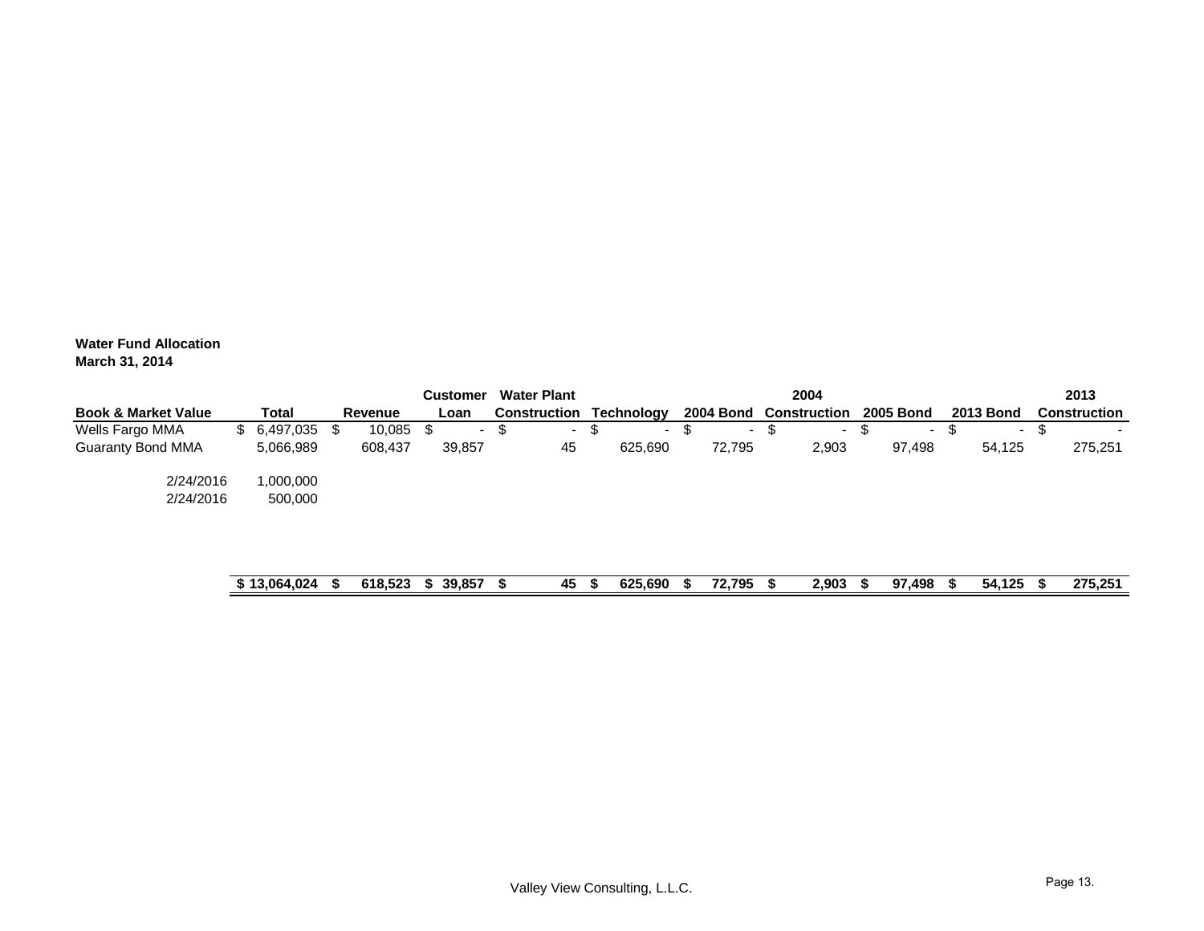**Water Fund Allocation**
**March 31, 2014**

| Book & Market Value | Total | Revenue | Customer Loan | Water Plant Construction | Technology | 2004 Bond | 2004 Construction | 2005 Bond | 2013 Bond | 2013 Construction |
|---|---|---|---|---|---|---|---|---|---|---|
| Wells Fargo MMA | $ 6,497,035 | $ 10,085 | $ - | $ - | $ - | $ - | $ - | $ - | $ - | $ - |
| Guaranty Bond MMA | 5,066,989 | 608,437 | 39,857 | 45 | 625,690 | 72,795 | 2,903 | 97,498 | 54,125 | 275,251 |
| 2/24/2016 | 1,000,000 | | | | | | | | | |
| 2/24/2016 | 500,000 | | | | | | | | | |
| | **$ 13,064,024** | **$ 618,523** | **$ 39,857** | **$ 45** | **$ 625,690** | **$ 72,795** | **$ 2,903** | **$ 97,498** | **$ 54,125** | **$ 275,251** |

Valley View Consulting, L.L.C.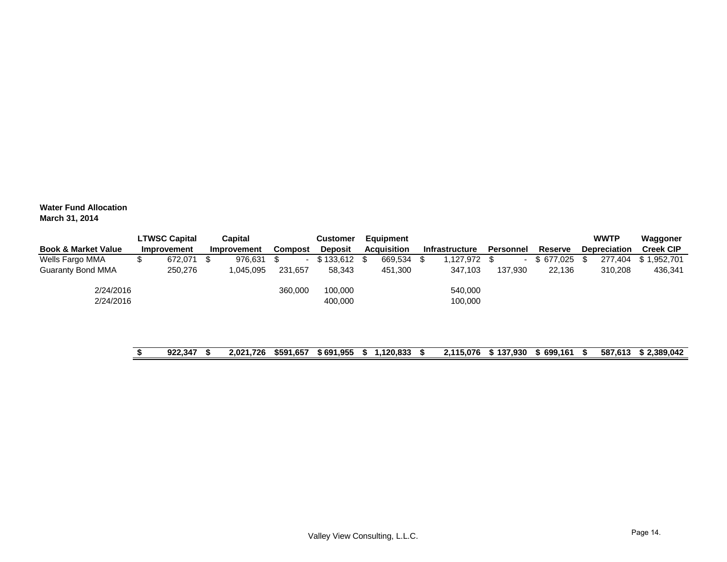**Water Fund Allocation**
**March 31, 2014**

| Book & Market Value | LTWSC Capital Improvement | Capital Improvement | Compost | Customer Deposit | Equipment Acquisition | Infrastructure | Personnel | Reserve | WWTP Depreciation | Waggoner Creek CIP |
|---|---|---|---|---|---|---|---|---|---|---|
| Wells Fargo MMA | $ 672,071 | $ 976,631 | $ - | $ 133,612 | $ 669,534 | $ 1,127,972 | $ - | $ 677,025 | $ 277,404 | $ 1,952,701 |
| Guaranty Bond MMA | 250,276 | 1,045,095 | 231,657 | 58,343 | 451,300 | 347,103 | 137,930 | 22,136 | 310,208 | 436,341 |
| 2/24/2016 | | | 360,000 | 100,000 | | 540,000 | | | | |
| 2/24/2016 | | | | 400,000 | | 100,000 | | | | |
| | **$ 922,347** | **$ 2,021,726** | **$591,657** | **$ 691,955** | **$ 1,120,833** | **$ 2,115,076** | **$ 137,930** | **$ 699,161** | **$ 587,613** | **$ 2,389,042** |

Valley View Consulting, L.L.C.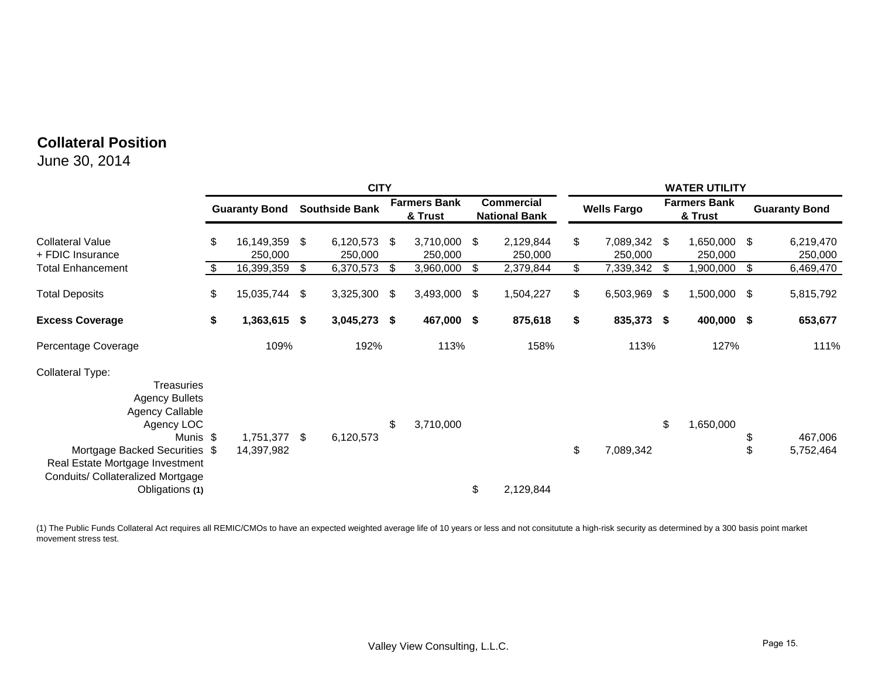## Collateral Position

June 30, 2014

| | CITY | | | | WATER UTILITY | | |
|---|---|---|---|---|---|---|---|
| | Guaranty Bond | Southside Bank | Farmers Bank & Trust | Commercial National Bank | Wells Fargo | Farmers Bank & Trust | Guaranty Bond |
| Collateral Value | $ 16,149,359 | $ 6,120,573 | $ 3,710,000 | $ 2,129,844 | $ 7,089,342 | $ 1,650,000 | $ 6,219,470 |
| + FDIC Insurance | 250,000 | 250,000 | 250,000 | 250,000 | 250,000 | 250,000 | 250,000 |
| Total Enhancement | $ 16,399,359 | $ 6,370,573 | $ 3,960,000 | $ 2,379,844 | $ 7,339,342 | $ 1,900,000 | $ 6,469,470 |
| Total Deposits | $ 15,035,744 | $ 3,325,300 | $ 3,493,000 | $ 1,504,227 | $ 6,503,969 | $ 1,500,000 | $ 5,815,792 |
| **Excess Coverage** | **$ 1,363,615** | **$ 3,045,273** | **$ 467,000** | **$ 875,618** | **$ 835,373** | **$ 400,000** | **$ 653,677** |
| Percentage Coverage | 109% | 192% | 113% | 158% | 113% | 127% | 111% |
| Collateral Type: | | | | | | | |
| Treasuries | | | | | | | |
| Agency Bullets | | | | | | | |
| Agency Callable | | | | | | | |
| Agency LOC | | | $ 3,710,000 | | | $ 1,650,000 | |
| Munis | $ 1,751,377 | $ 6,120,573 | | | | | $ 467,006 |
| Mortgage Backed Securities | $ 14,397,982 | | | | $ 7,089,342 | | $ 5,752,464 |
| Real Estate Mortgage Investment Conduits/ Collateralized Mortgage Obligations **(1)** | | | | $ 2,129,844 | | | |

(1) The Public Funds Collateral Act requires all REMIC/CMOs to have an expected weighted average life of 10 years or less and not consitutute a high-risk security as determined by a 300 basis point market movement stress test.

Valley View Consulting, L.L.C.